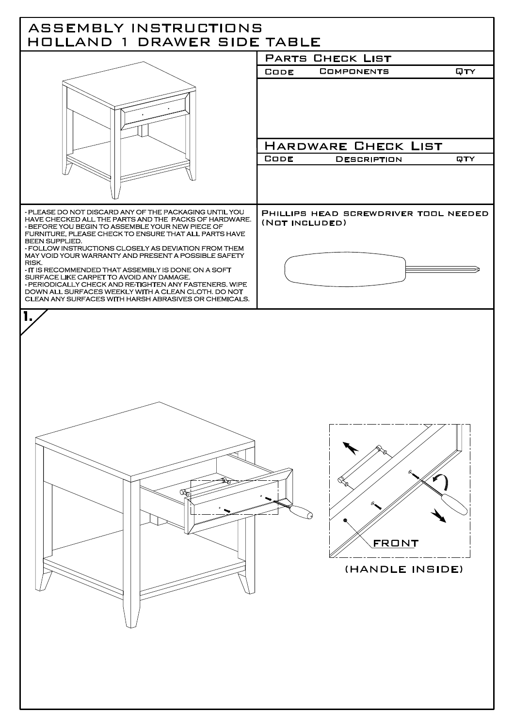# ASSEMBLY INSTRUCTIONS
# HOLLAND 1 DRAWER SIDE TABLE

## PARTS CHECK LIST

| CODE | COMPONENTS | QTY |
|---|---|---|
| | | |

## HARDWARE CHECK LIST

| CODE | DESCRIPTION | QTY |
|---|---|---|
| | | |

- PLEASE DO NOT DISCARD ANY OF THE PACKAGING UNTIL YOU HAVE CHECKED ALL THE PARTS AND THE PACKS OF HARDWARE.
- BEFORE YOU BEGIN TO ASSEMBLE YOUR NEW PIECE OF FURNITURE, PLEASE CHECK TO ENSURE THAT ALL PARTS HAVE BEEN SUPPLIED.
- FOLLOW INSTRUCTIONS CLOSELY AS DEVIATION FROM THEM MAY VOID YOUR WARRANTY AND PRESENT A POSSIBLE SAFETY RISK.
- IT IS RECOMMENDED THAT ASSEMBLY IS DONE ON A SOFT SURFACE LIKE CARPET TO AVOID ANY DAMAGE.
- PERIODICALLY CHECK AND RE-TIGHTEN ANY FASTENERS. WIPE DOWN ALL SURFACES WEEKLY WITH A CLEAN CLOTH. DO NOT CLEAN ANY SURFACES WITH HARSH ABRASIVES OR CHEMICALS.

**PHILLIPS HEAD SCREWDRIVER TOOL NEEDED (NOT INCLUDED)**

**1.**

FRONT

(HANDLE INSIDE)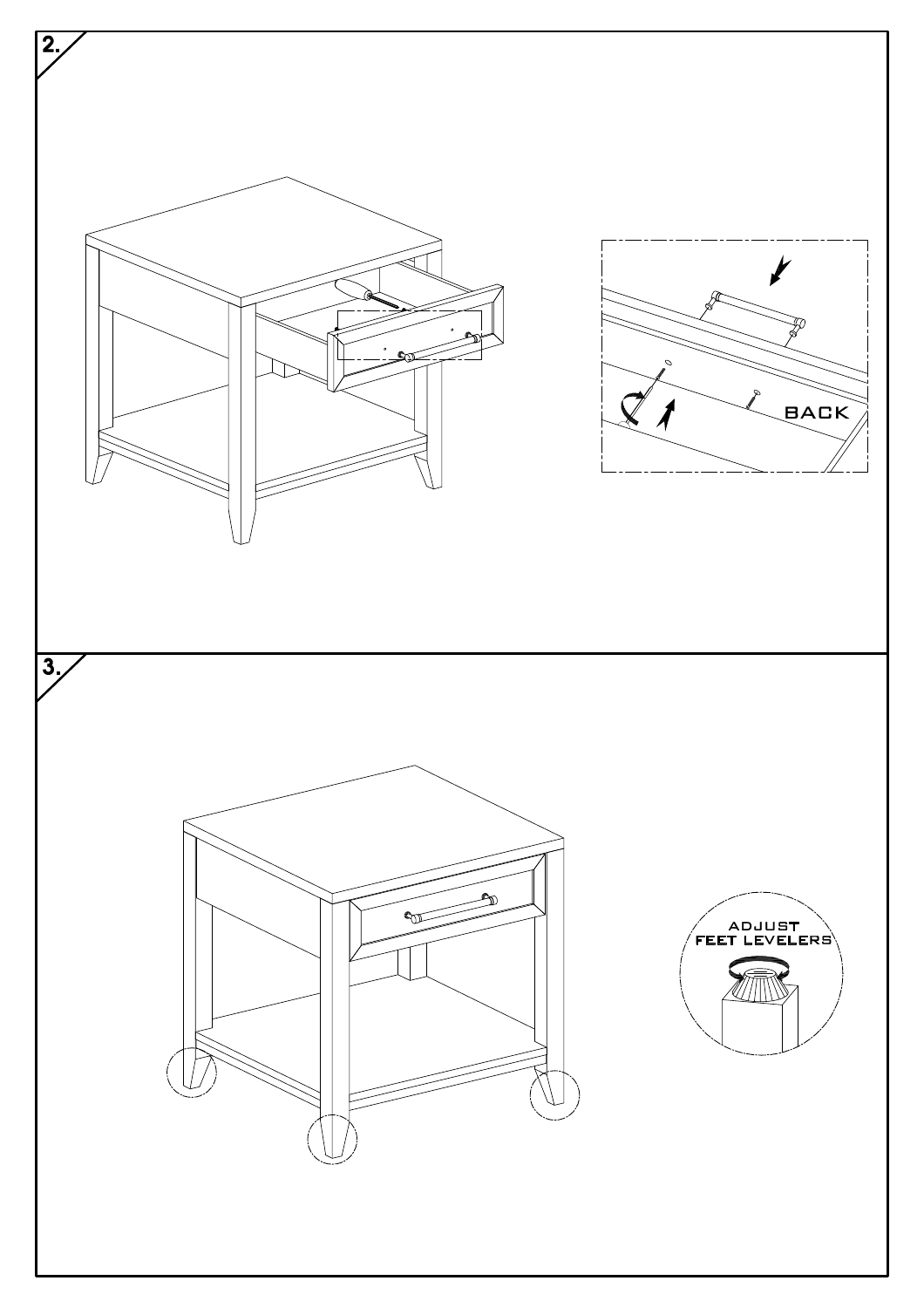2.

BACK

3.

ADJUST FEET LEVELERS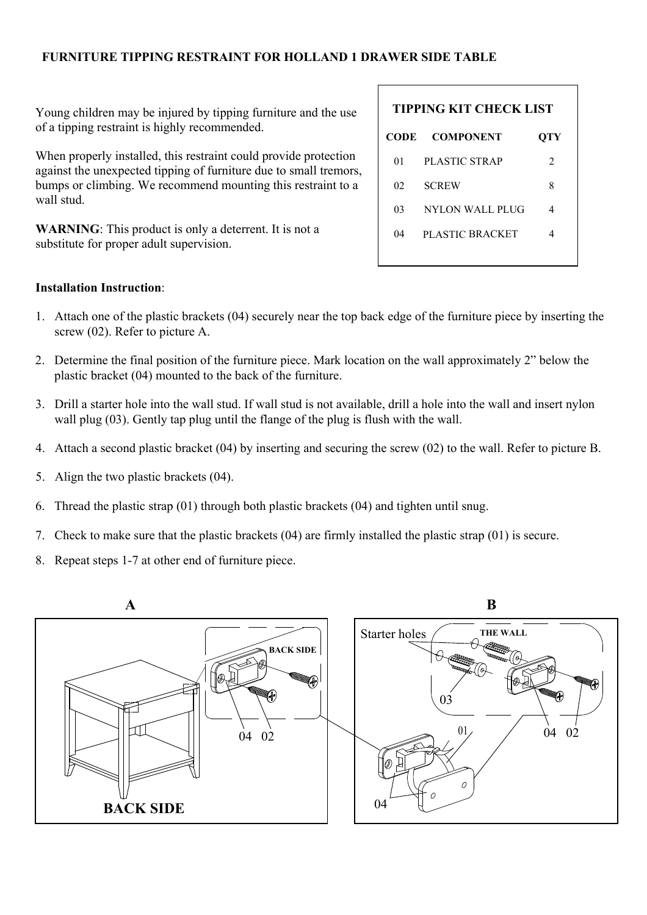# FURNITURE TIPPING RESTRAINT FOR HOLLAND 1 DRAWER SIDE TABLE

Young children may be injured by tipping furniture and the use of a tipping restraint is highly recommended.

When properly installed, this restraint could provide protection against the unexpected tipping of furniture due to small tremors, bumps or climbing. We recommend mounting this restraint to a wall stud.

**WARNING**: This product is only a deterrent. It is not a substitute for proper adult supervision.

**TIPPING KIT CHECK LIST**

| CODE | COMPONENT | QTY |
|---|---|---|
| 01 | PLASTIC STRAP | 2 |
| 02 | SCREW | 8 |
| 03 | NYLON WALL PLUG | 4 |
| 04 | PLASTIC BRACKET | 4 |

**Installation Instruction**:

1. Attach one of the plastic brackets (04) securely near the top back edge of the furniture piece by inserting the screw (02). Refer to picture A.
2. Determine the final position of the furniture piece. Mark location on the wall approximately 2" below the plastic bracket (04) mounted to the back of the furniture.
3. Drill a starter hole into the wall stud. If wall stud is not available, drill a hole into the wall and insert nylon wall plug (03). Gently tap plug until the flange of the plug is flush with the wall.
4. Attach a second plastic bracket (04) by inserting and securing the screw (02) to the wall. Refer to picture B.
5. Align the two plastic brackets (04).
6. Thread the plastic strap (01) through both plastic brackets (04) and tighten until snug.
7. Check to make sure that the plastic brackets (04) are firmly installed the plastic strap (01) is secure.
8. Repeat steps 1-7 at other end of furniture piece.

A

BACK SIDE

04 02

BACK SIDE

B

Starter holes

THE WALL

03

01

04 02

04